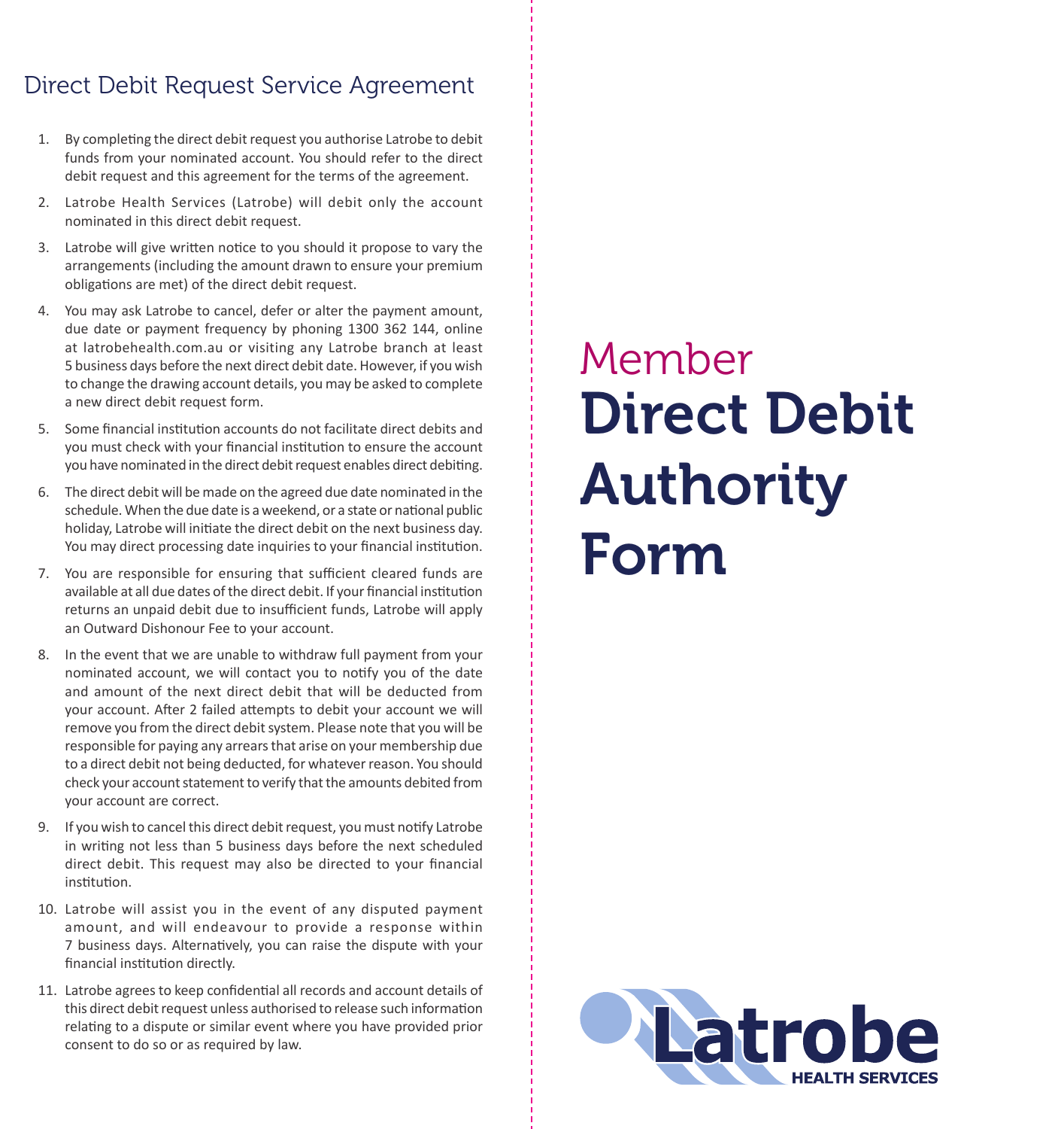## Direct Debit Request Service Agreement

1. By completing the direct debit request you authorise Latrobe to debit funds from your nominated account. You should refer to the direct debit request and this agreement for the terms of the agreement.
2. Latrobe Health Services (Latrobe) will debit only the account nominated in this direct debit request.
3. Latrobe will give written notice to you should it propose to vary the arrangements (including the amount drawn to ensure your premium obligations are met) of the direct debit request.
4. You may ask Latrobe to cancel, defer or alter the payment amount, due date or payment frequency by phoning 1300 362 144, online at latrobehealth.com.au or visiting any Latrobe branch at least 5 business days before the next direct debit date. However, if you wish to change the drawing account details, you may be asked to complete a new direct debit request form.
5. Some financial institution accounts do not facilitate direct debits and you must check with your financial institution to ensure the account you have nominated in the direct debit request enables direct debiting.
6. The direct debit will be made on the agreed due date nominated in the schedule. When the due date is a weekend, or a state or national public holiday, Latrobe will initiate the direct debit on the next business day. You may direct processing date inquiries to your financial institution.
7. You are responsible for ensuring that sufficient cleared funds are available at all due dates of the direct debit. If your financial institution returns an unpaid debit due to insufficient funds, Latrobe will apply an Outward Dishonour Fee to your account.
8. In the event that we are unable to withdraw full payment from your nominated account, we will contact you to notify you of the date and amount of the next direct debit that will be deducted from your account. After 2 failed attempts to debit your account we will remove you from the direct debit system. Please note that you will be responsible for paying any arrears that arise on your membership due to a direct debit not being deducted, for whatever reason. You should check your account statement to verify that the amounts debited from your account are correct.
9. If you wish to cancel this direct debit request, you must notify Latrobe in writing not less than 5 business days before the next scheduled direct debit. This request may also be directed to your financial institution.
10. Latrobe will assist you in the event of any disputed payment amount, and will endeavour to provide a response within 7 business days. Alternatively, you can raise the dispute with your financial institution directly.
11. Latrobe agrees to keep confidential all records and account details of this direct debit request unless authorised to release such information relating to a dispute or similar event where you have provided prior consent to do so or as required by law.

# Member Direct Debit Authority Form

Latrobe
HEALTH SERVICES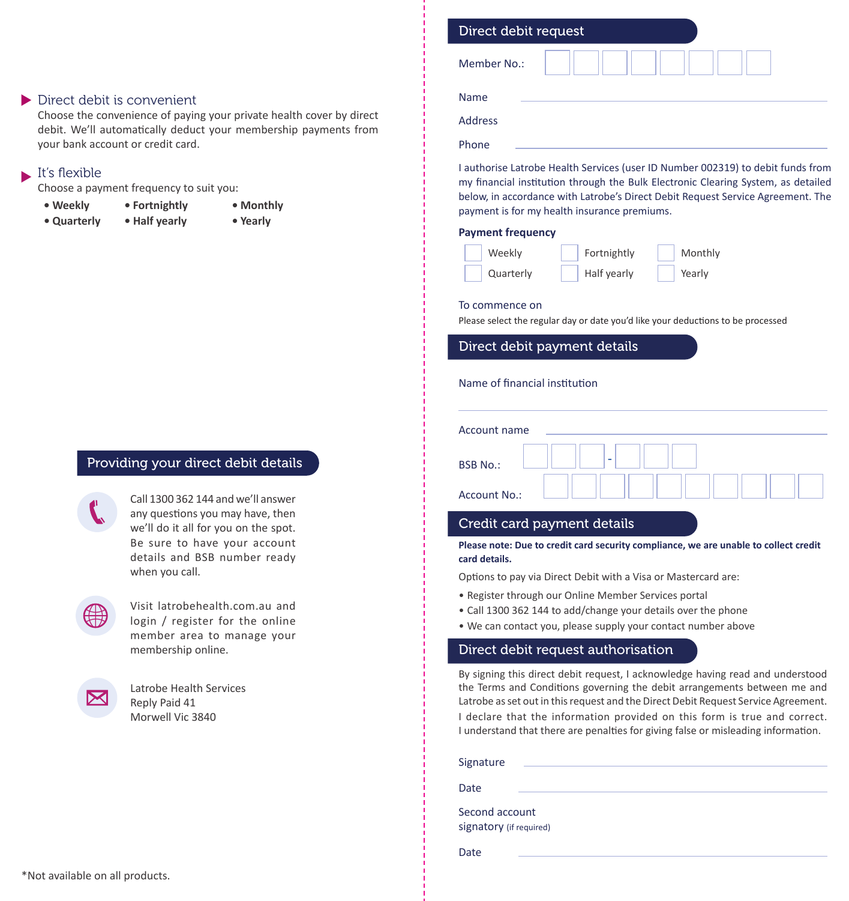## Direct debit is convenient

Choose the convenience of paying your private health cover by direct debit. We'll automatically deduct your membership payments from your bank account or credit card.

## It's flexible

Choose a payment frequency to suit you:

- **Weekly**
- **Fortnightly**
- **Monthly**
- **Quarterly**
- **Half yearly**
- **Yearly**

## Providing your direct debit details

Call 1300 362 144 and we'll answer any questions you may have, then we'll do it all for you on the spot. Be sure to have your account details and BSB number ready when you call.

Visit latrobehealth.com.au and login / register for the online member area to manage your membership online.

Latrobe Health Services
Reply Paid 41
Morwell Vic 3840

*Not available on all products.

## Direct debit request

Member No.: ☐☐☐☐☐☐☐☐

Name ____________________

Address

Phone ____________________

I authorise Latrobe Health Services (user ID Number 002319) to debit funds from my financial institution through the Bulk Electronic Clearing System, as detailed below, in accordance with Latrobe's Direct Debit Request Service Agreement. The payment is for my health insurance premiums.

**Payment frequency**

☐ Weekly ☐ Fortnightly ☐ Monthly
☐ Quarterly ☐ Half yearly ☐ Yearly

To commence on

Please select the regular day or date you'd like your deductions to be processed

## Direct debit payment details

Name of financial institution

____________________

Account name ____________________

BSB No.: ☐☐☐ - ☐☐☐

Account No.: ☐☐☐☐☐☐☐☐☐☐

## Credit card payment details

**Please note: Due to credit card security compliance, we are unable to collect credit card details.**

Options to pay via Direct Debit with a Visa or Mastercard are:

- Register through our Online Member Services portal
- Call 1300 362 144 to add/change your details over the phone
- We can contact you, please supply your contact number above

## Direct debit request authorisation

By signing this direct debit request, I acknowledge having read and understood the Terms and Conditions governing the debit arrangements between me and Latrobe as set out in this request and the Direct Debit Request Service Agreement. I declare that the information provided on this form is true and correct. I understand that there are penalties for giving false or misleading information.

Signature ____________________

Date ____________________

Second account signatory (if required)

Date ____________________